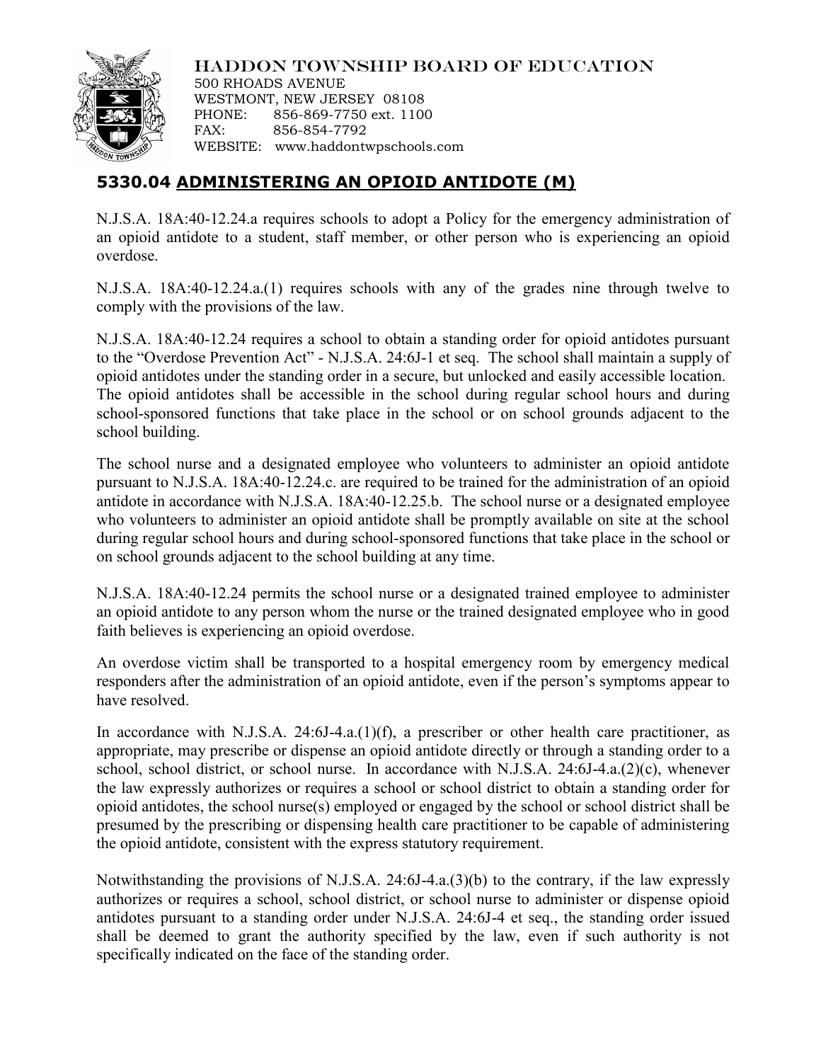HADDON TOWNSHIP BOARD OF EDUCATION
500 RHOADS AVENUE
WESTMONT, NEW JERSEY 08108
PHONE: 856-869-7750 ext. 1100
FAX: 856-854-7792
WEBSITE: www.haddontwpschools.com

## 5330.04 ADMINISTERING AN OPIOID ANTIDOTE (M)

N.J.S.A. 18A:40-12.24.a requires schools to adopt a Policy for the emergency administration of an opioid antidote to a student, staff member, or other person who is experiencing an opioid overdose.

N.J.S.A. 18A:40-12.24.a.(1) requires schools with any of the grades nine through twelve to comply with the provisions of the law.

N.J.S.A. 18A:40-12.24 requires a school to obtain a standing order for opioid antidotes pursuant to the "Overdose Prevention Act" - N.J.S.A. 24:6J-1 et seq. The school shall maintain a supply of opioid antidotes under the standing order in a secure, but unlocked and easily accessible location. The opioid antidotes shall be accessible in the school during regular school hours and during school-sponsored functions that take place in the school or on school grounds adjacent to the school building.

The school nurse and a designated employee who volunteers to administer an opioid antidote pursuant to N.J.S.A. 18A:40-12.24.c. are required to be trained for the administration of an opioid antidote in accordance with N.J.S.A. 18A:40-12.25.b. The school nurse or a designated employee who volunteers to administer an opioid antidote shall be promptly available on site at the school during regular school hours and during school-sponsored functions that take place in the school or on school grounds adjacent to the school building at any time.

N.J.S.A. 18A:40-12.24 permits the school nurse or a designated trained employee to administer an opioid antidote to any person whom the nurse or the trained designated employee who in good faith believes is experiencing an opioid overdose.

An overdose victim shall be transported to a hospital emergency room by emergency medical responders after the administration of an opioid antidote, even if the person's symptoms appear to have resolved.

In accordance with N.J.S.A. 24:6J-4.a.(1)(f), a prescriber or other health care practitioner, as appropriate, may prescribe or dispense an opioid antidote directly or through a standing order to a school, school district, or school nurse. In accordance with N.J.S.A. 24:6J-4.a.(2)(c), whenever the law expressly authorizes or requires a school or school district to obtain a standing order for opioid antidotes, the school nurse(s) employed or engaged by the school or school district shall be presumed by the prescribing or dispensing health care practitioner to be capable of administering the opioid antidote, consistent with the express statutory requirement.

Notwithstanding the provisions of N.J.S.A. 24:6J-4.a.(3)(b) to the contrary, if the law expressly authorizes or requires a school, school district, or school nurse to administer or dispense opioid antidotes pursuant to a standing order under N.J.S.A. 24:6J-4 et seq., the standing order issued shall be deemed to grant the authority specified by the law, even if such authority is not specifically indicated on the face of the standing order.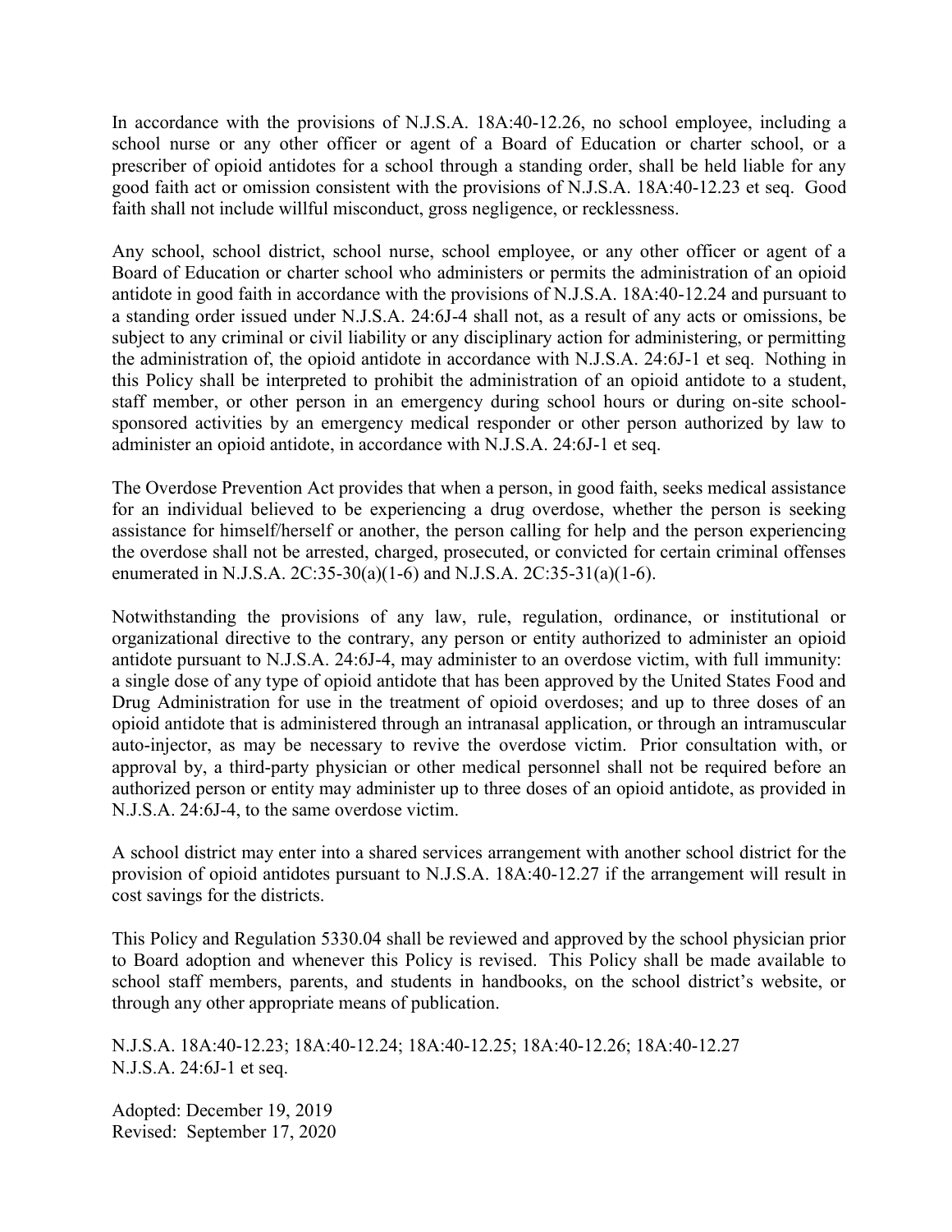In accordance with the provisions of N.J.S.A. 18A:40-12.26, no school employee, including a school nurse or any other officer or agent of a Board of Education or charter school, or a prescriber of opioid antidotes for a school through a standing order, shall be held liable for any good faith act or omission consistent with the provisions of N.J.S.A. 18A:40-12.23 et seq. Good faith shall not include willful misconduct, gross negligence, or recklessness.

Any school, school district, school nurse, school employee, or any other officer or agent of a Board of Education or charter school who administers or permits the administration of an opioid antidote in good faith in accordance with the provisions of N.J.S.A. 18A:40-12.24 and pursuant to a standing order issued under N.J.S.A. 24:6J-4 shall not, as a result of any acts or omissions, be subject to any criminal or civil liability or any disciplinary action for administering, or permitting the administration of, the opioid antidote in accordance with N.J.S.A. 24:6J-1 et seq. Nothing in this Policy shall be interpreted to prohibit the administration of an opioid antidote to a student, staff member, or other person in an emergency during school hours or during on-site school-sponsored activities by an emergency medical responder or other person authorized by law to administer an opioid antidote, in accordance with N.J.S.A. 24:6J-1 et seq.

The Overdose Prevention Act provides that when a person, in good faith, seeks medical assistance for an individual believed to be experiencing a drug overdose, whether the person is seeking assistance for himself/herself or another, the person calling for help and the person experiencing the overdose shall not be arrested, charged, prosecuted, or convicted for certain criminal offenses enumerated in N.J.S.A. 2C:35-30(a)(1-6) and N.J.S.A. 2C:35-31(a)(1-6).

Notwithstanding the provisions of any law, rule, regulation, ordinance, or institutional or organizational directive to the contrary, any person or entity authorized to administer an opioid antidote pursuant to N.J.S.A. 24:6J-4, may administer to an overdose victim, with full immunity: a single dose of any type of opioid antidote that has been approved by the United States Food and Drug Administration for use in the treatment of opioid overdoses; and up to three doses of an opioid antidote that is administered through an intranasal application, or through an intramuscular auto-injector, as may be necessary to revive the overdose victim. Prior consultation with, or approval by, a third-party physician or other medical personnel shall not be required before an authorized person or entity may administer up to three doses of an opioid antidote, as provided in N.J.S.A. 24:6J-4, to the same overdose victim.

A school district may enter into a shared services arrangement with another school district for the provision of opioid antidotes pursuant to N.J.S.A. 18A:40-12.27 if the arrangement will result in cost savings for the districts.

This Policy and Regulation 5330.04 shall be reviewed and approved by the school physician prior to Board adoption and whenever this Policy is revised. This Policy shall be made available to school staff members, parents, and students in handbooks, on the school district's website, or through any other appropriate means of publication.

N.J.S.A. 18A:40-12.23; 18A:40-12.24; 18A:40-12.25; 18A:40-12.26; 18A:40-12.27
N.J.S.A. 24:6J-1 et seq.

Adopted: December 19, 2019
Revised: September 17, 2020